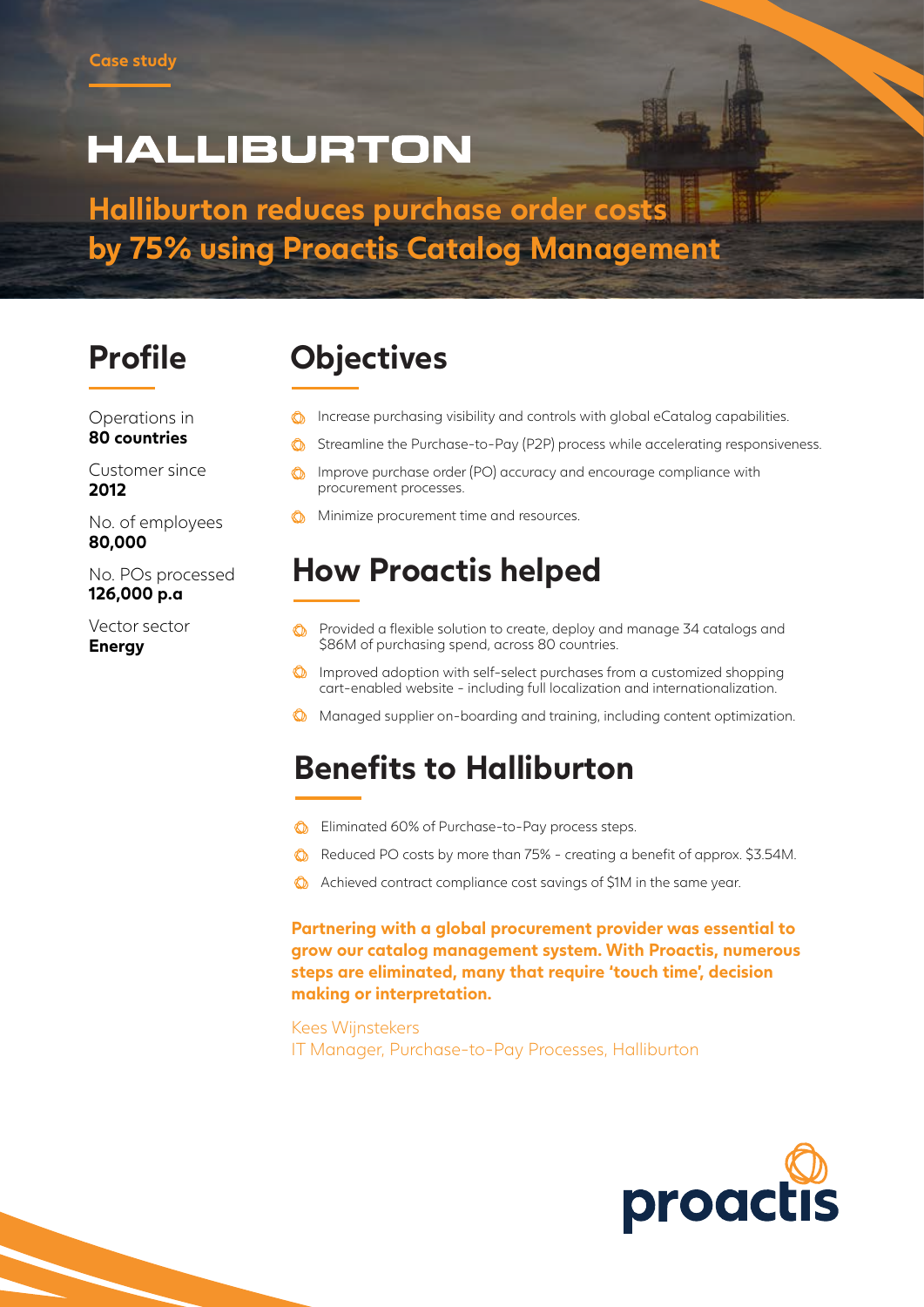Case study

# HALLIBURTON

## Halliburton reduces purchase order costs by 75% using Proactis Catalog Management

## Profile

Operations in
**80 countries**

Customer since
**2012**

No. of employees
**80,000**

No. POs processed
**126,000 p.a**

Vector sector
**Energy**

## Objectives

- Increase purchasing visibility and controls with global eCatalog capabilities.
- Streamline the Purchase-to-Pay (P2P) process while accelerating responsiveness.
- Improve purchase order (PO) accuracy and encourage compliance with procurement processes.
- Minimize procurement time and resources.

## How Proactis helped

- Provided a flexible solution to create, deploy and manage 34 catalogs and $86M of purchasing spend, across 80 countries.
- Improved adoption with self-select purchases from a customized shopping cart-enabled website - including full localization and internationalization.
- Managed supplier on-boarding and training, including content optimization.

## Benefits to Halliburton

- Eliminated 60% of Purchase-to-Pay process steps.
- Reduced PO costs by more than 75% - creating a benefit of approx. $3.54M.
- Achieved contract compliance cost savings of $1M in the same year.

**Partnering with a global procurement provider was essential to grow our catalog management system. With Proactis, numerous steps are eliminated, many that require 'touch time', decision making or interpretation.**

Kees Wijnstekers
IT Manager, Purchase-to-Pay Processes, Halliburton

proactis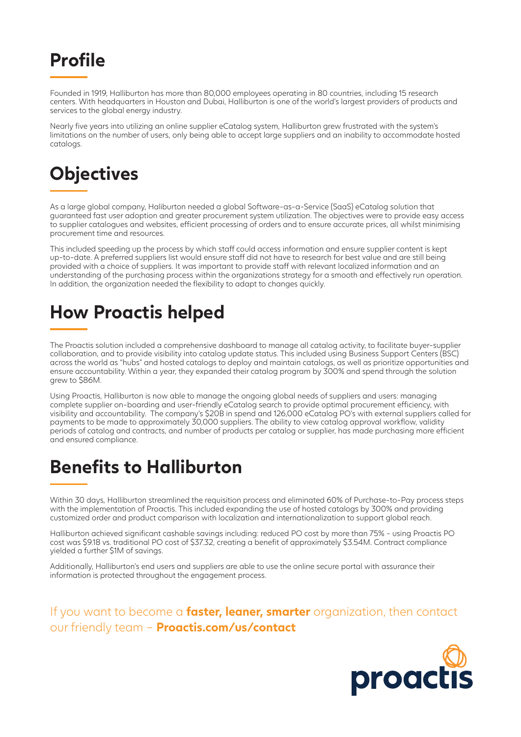# Profile

Founded in 1919, Halliburton has more than 80,000 employees operating in 80 countries, including 15 research centers. With headquarters in Houston and Dubai, Halliburton is one of the world's largest providers of products and services to the global energy industry.

Nearly five years into utilizing an online supplier eCatalog system, Halliburton grew frustrated with the system's limitations on the number of users, only being able to accept large suppliers and an inability to accommodate hosted catalogs.

# Objectives

As a large global company, Haliburton needed a global Software-as-a-Service (SaaS) eCatalog solution that guaranteed fast user adoption and greater procurement system utilization. The objectives were to provide easy access to supplier catalogues and websites, efficient processing of orders and to ensure accurate prices, all whilst minimising procurement time and resources.

This included speeding up the process by which staff could access information and ensure supplier content is kept up-to-date. A preferred suppliers list would ensure staff did not have to research for best value and are still being provided with a choice of suppliers. It was important to provide staff with relevant localized information and an understanding of the purchasing process within the organizations strategy for a smooth and effectively run operation. In addition, the organization needed the flexibility to adapt to changes quickly.

# How Proactis helped

The Proactis solution included a comprehensive dashboard to manage all catalog activity, to facilitate buyer-supplier collaboration, and to provide visibility into catalog update status. This included using Business Support Centers (BSC) across the world as "hubs" and hosted catalogs to deploy and maintain catalogs, as well as prioritize opportunities and ensure accountability. Within a year, they expanded their catalog program by 300% and spend through the solution grew to $86M.

Using Proactis, Halliburton is now able to manage the ongoing global needs of suppliers and users: managing complete supplier on-boarding and user-friendly eCatalog search to provide optimal procurement efficiency, with visibility and accountability. The company's $20B in spend and 126,000 eCatalog PO's with external suppliers called for payments to be made to approximately 30,000 suppliers. The ability to view catalog approval workflow, validity periods of catalog and contracts, and number of products per catalog or supplier, has made purchasing more efficient and ensured compliance.

# Benefits to Halliburton

Within 30 days, Halliburton streamlined the requisition process and eliminated 60% of Purchase-to-Pay process steps with the implementation of Proactis. This included expanding the use of hosted catalogs by 300% and providing customized order and product comparison with localization and internationalization to support global reach.

Halliburton achieved significant cashable savings including: reduced PO cost by more than 75% - using Proactis PO cost was $9.18 vs. traditional PO cost of $37.32, creating a benefit of approximately $3.54M. Contract compliance yielded a further $1M of savings.

Additionally, Halliburton's end users and suppliers are able to use the online secure portal with assurance their information is protected throughout the engagement process.

If you want to become a **faster, leaner, smarter** organization, then contact our friendly team – **Proactis.com/us/contact**

proactis